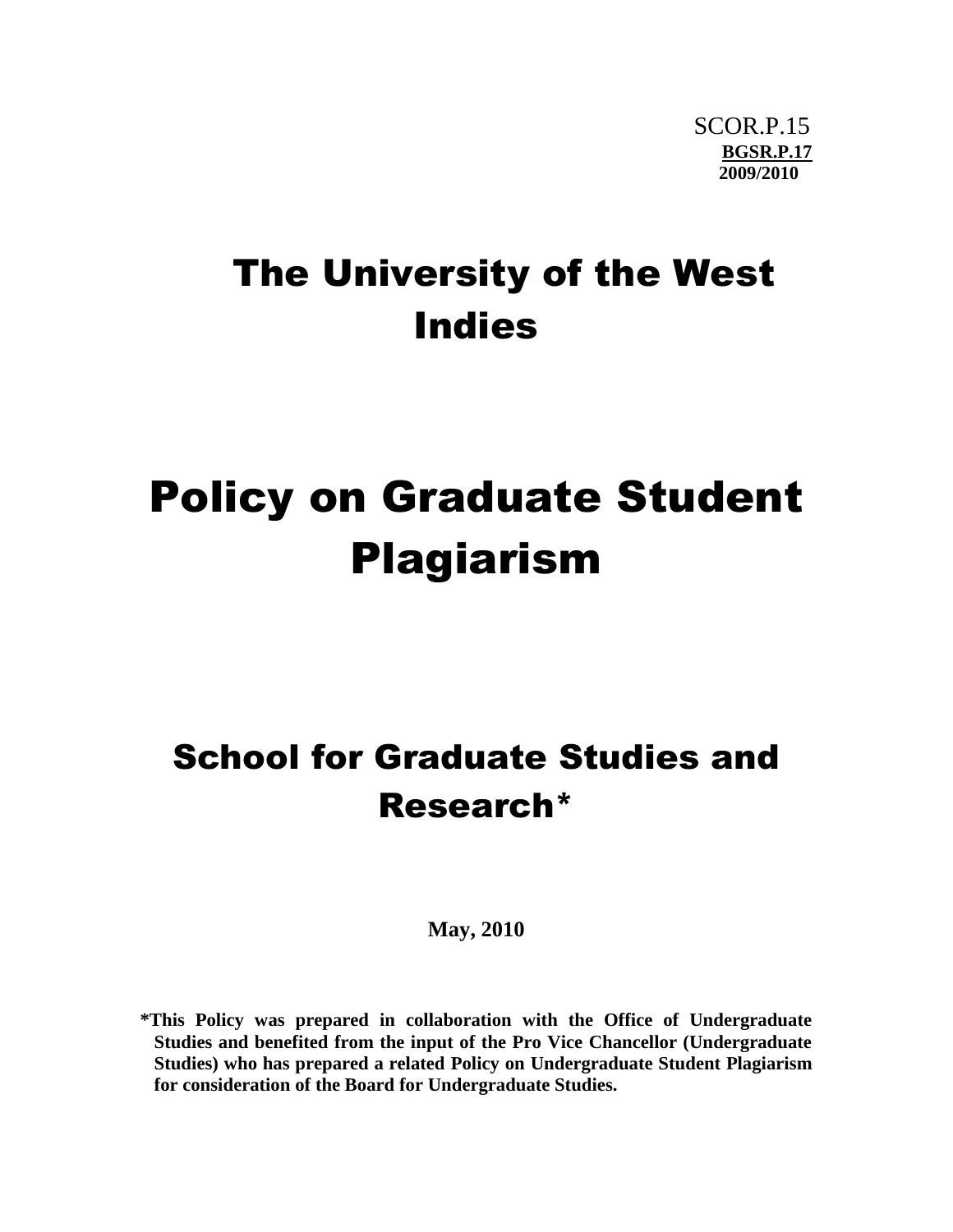SCOR.P.15
**BGSR.P.17**
**2009/2010**

# The University of the West Indies

# Policy on Graduate Student Plagiarism

## School for Graduate Studies and Research*

**May, 2010**

**\*This Policy was prepared in collaboration with the Office of Undergraduate Studies and benefited from the input of the Pro Vice Chancellor (Undergraduate Studies) who has prepared a related Policy on Undergraduate Student Plagiarism for consideration of the Board for Undergraduate Studies.**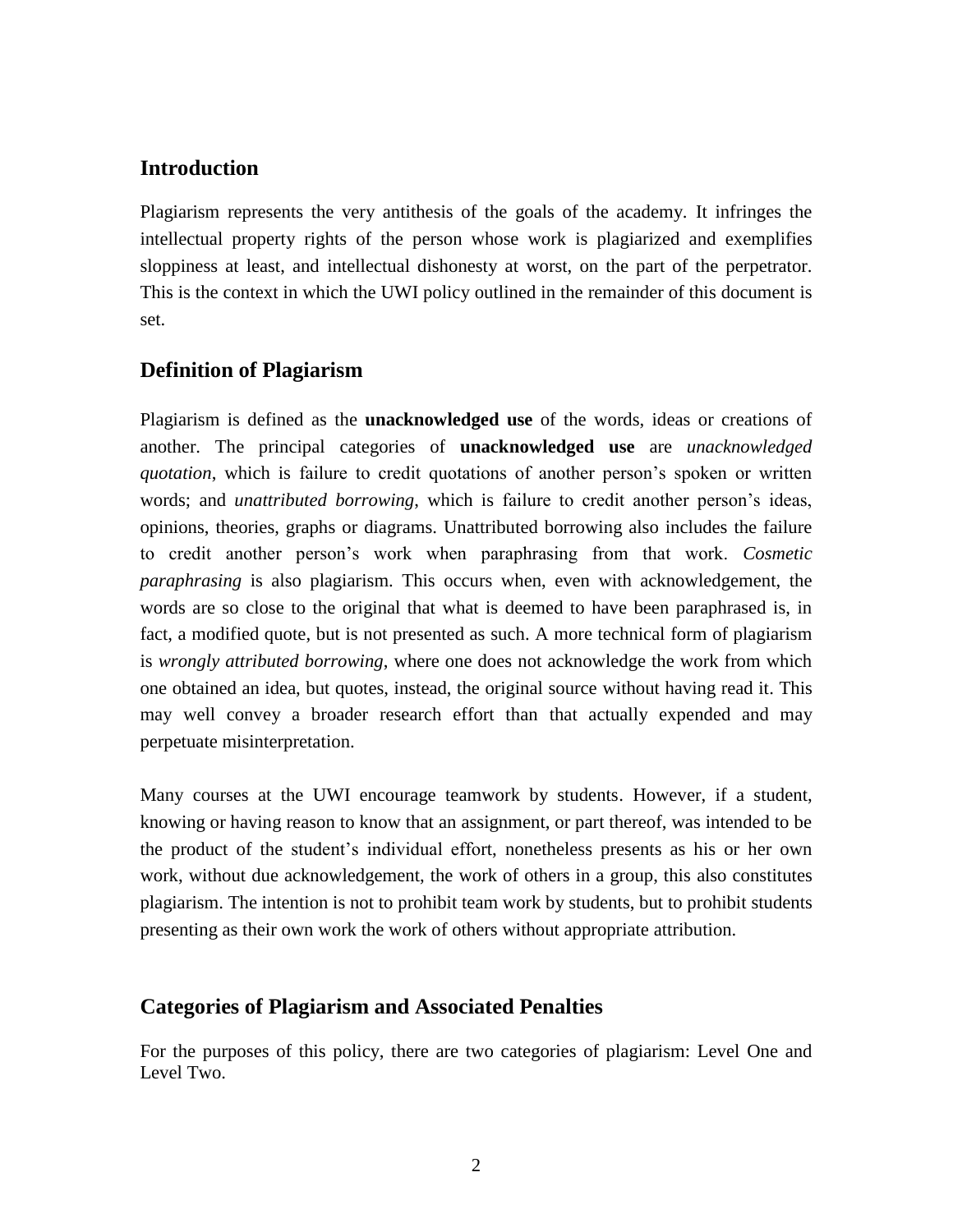## Introduction

Plagiarism represents the very antithesis of the goals of the academy. It infringes the intellectual property rights of the person whose work is plagiarized and exemplifies sloppiness at least, and intellectual dishonesty at worst, on the part of the perpetrator. This is the context in which the UWI policy outlined in the remainder of this document is set.

## Definition of Plagiarism

Plagiarism is defined as the **unacknowledged use** of the words, ideas or creations of another. The principal categories of **unacknowledged use** are *unacknowledged quotation*, which is failure to credit quotations of another person's spoken or written words; and *unattributed borrowing*, which is failure to credit another person's ideas, opinions, theories, graphs or diagrams. Unattributed borrowing also includes the failure to credit another person's work when paraphrasing from that work. *Cosmetic paraphrasing* is also plagiarism. This occurs when, even with acknowledgement, the words are so close to the original that what is deemed to have been paraphrased is, in fact, a modified quote, but is not presented as such. A more technical form of plagiarism is *wrongly attributed borrowing*, where one does not acknowledge the work from which one obtained an idea, but quotes, instead, the original source without having read it. This may well convey a broader research effort than that actually expended and may perpetuate misinterpretation.

Many courses at the UWI encourage teamwork by students. However, if a student, knowing or having reason to know that an assignment, or part thereof, was intended to be the product of the student's individual effort, nonetheless presents as his or her own work, without due acknowledgement, the work of others in a group, this also constitutes plagiarism. The intention is not to prohibit team work by students, but to prohibit students presenting as their own work the work of others without appropriate attribution.

## Categories of Plagiarism and Associated Penalties

For the purposes of this policy, there are two categories of plagiarism: Level One and Level Two.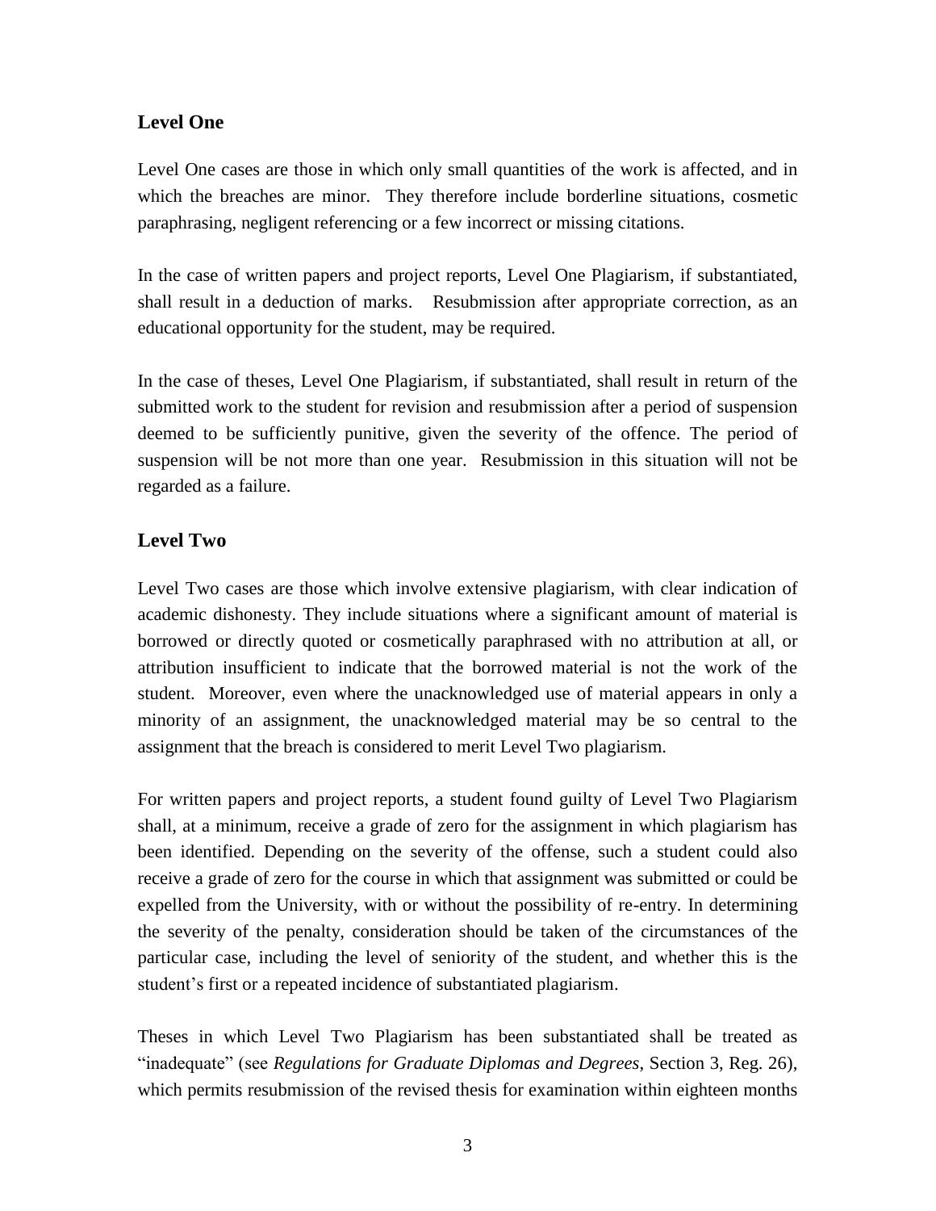## Level One

Level One cases are those in which only small quantities of the work is affected, and in which the breaches are minor. They therefore include borderline situations, cosmetic paraphrasing, negligent referencing or a few incorrect or missing citations.

In the case of written papers and project reports, Level One Plagiarism, if substantiated, shall result in a deduction of marks. Resubmission after appropriate correction, as an educational opportunity for the student, may be required.

In the case of theses, Level One Plagiarism, if substantiated, shall result in return of the submitted work to the student for revision and resubmission after a period of suspension deemed to be sufficiently punitive, given the severity of the offence. The period of suspension will be not more than one year. Resubmission in this situation will not be regarded as a failure.

## Level Two

Level Two cases are those which involve extensive plagiarism, with clear indication of academic dishonesty. They include situations where a significant amount of material is borrowed or directly quoted or cosmetically paraphrased with no attribution at all, or attribution insufficient to indicate that the borrowed material is not the work of the student. Moreover, even where the unacknowledged use of material appears in only a minority of an assignment, the unacknowledged material may be so central to the assignment that the breach is considered to merit Level Two plagiarism.

For written papers and project reports, a student found guilty of Level Two Plagiarism shall, at a minimum, receive a grade of zero for the assignment in which plagiarism has been identified. Depending on the severity of the offense, such a student could also receive a grade of zero for the course in which that assignment was submitted or could be expelled from the University, with or without the possibility of re-entry. In determining the severity of the penalty, consideration should be taken of the circumstances of the particular case, including the level of seniority of the student, and whether this is the student's first or a repeated incidence of substantiated plagiarism.

Theses in which Level Two Plagiarism has been substantiated shall be treated as "inadequate" (see *Regulations for Graduate Diplomas and Degrees*, Section 3, Reg. 26), which permits resubmission of the revised thesis for examination within eighteen months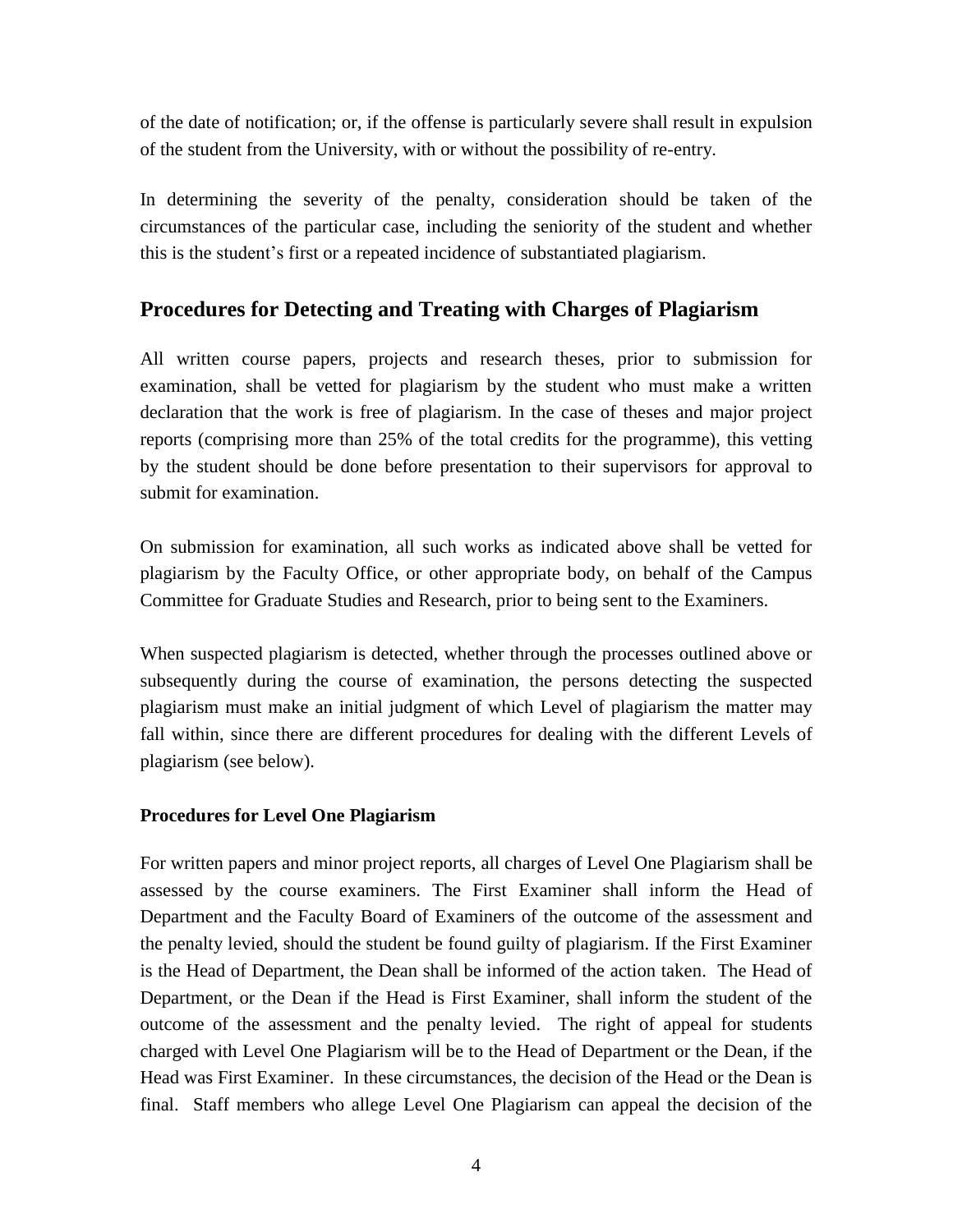of the date of notification; or, if the offense is particularly severe shall result in expulsion of the student from the University, with or without the possibility of re-entry.

In determining the severity of the penalty, consideration should be taken of the circumstances of the particular case, including the seniority of the student and whether this is the student's first or a repeated incidence of substantiated plagiarism.

## Procedures for Detecting and Treating with Charges of Plagiarism

All written course papers, projects and research theses, prior to submission for examination, shall be vetted for plagiarism by the student who must make a written declaration that the work is free of plagiarism. In the case of theses and major project reports (comprising more than 25% of the total credits for the programme), this vetting by the student should be done before presentation to their supervisors for approval to submit for examination.

On submission for examination, all such works as indicated above shall be vetted for plagiarism by the Faculty Office, or other appropriate body, on behalf of the Campus Committee for Graduate Studies and Research, prior to being sent to the Examiners.

When suspected plagiarism is detected, whether through the processes outlined above or subsequently during the course of examination, the persons detecting the suspected plagiarism must make an initial judgment of which Level of plagiarism the matter may fall within, since there are different procedures for dealing with the different Levels of plagiarism (see below).

### Procedures for Level One Plagiarism

For written papers and minor project reports, all charges of Level One Plagiarism shall be assessed by the course examiners. The First Examiner shall inform the Head of Department and the Faculty Board of Examiners of the outcome of the assessment and the penalty levied, should the student be found guilty of plagiarism. If the First Examiner is the Head of Department, the Dean shall be informed of the action taken. The Head of Department, or the Dean if the Head is First Examiner, shall inform the student of the outcome of the assessment and the penalty levied. The right of appeal for students charged with Level One Plagiarism will be to the Head of Department or the Dean, if the Head was First Examiner. In these circumstances, the decision of the Head or the Dean is final. Staff members who allege Level One Plagiarism can appeal the decision of the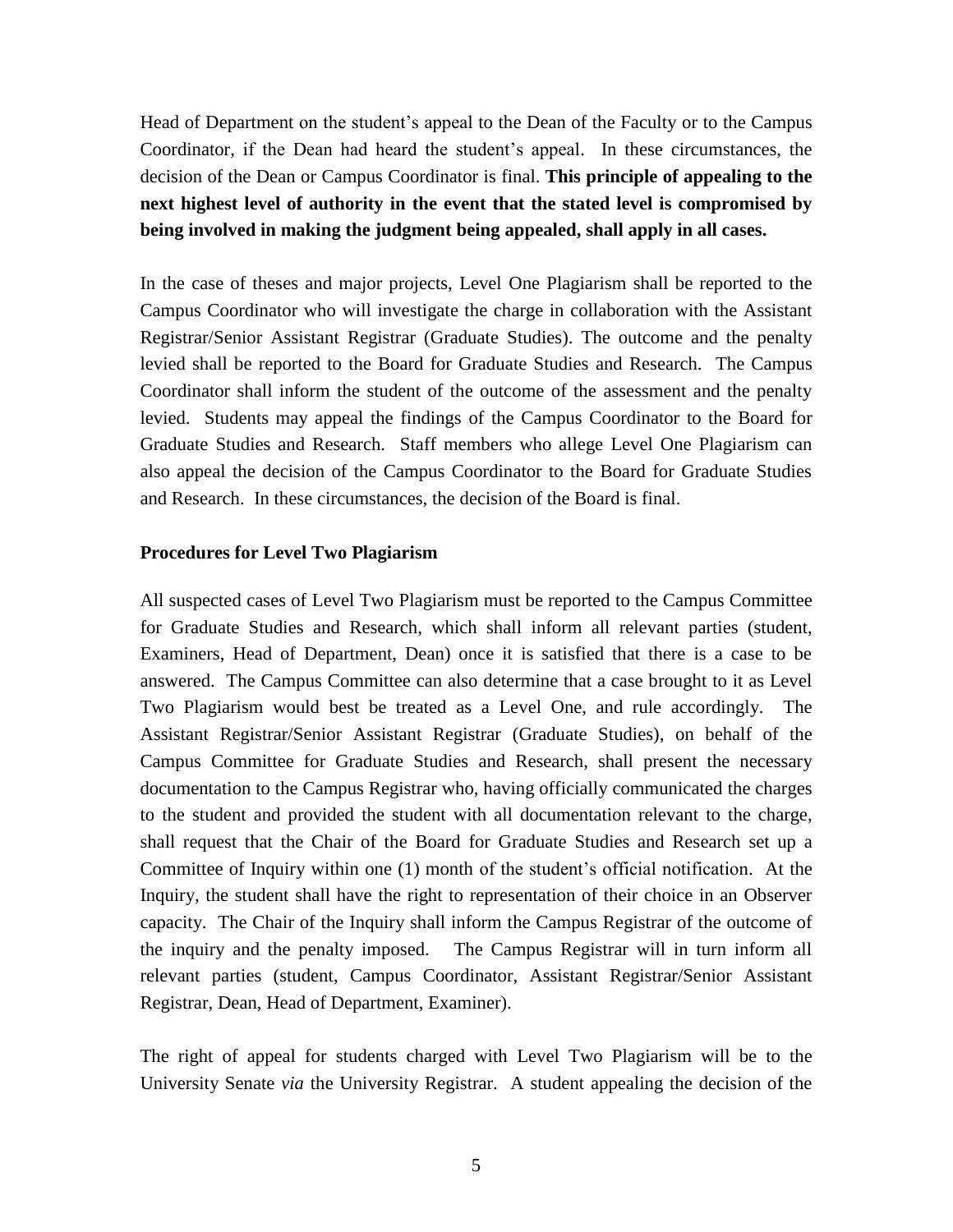Head of Department on the student's appeal to the Dean of the Faculty or to the Campus Coordinator, if the Dean had heard the student's appeal. In these circumstances, the decision of the Dean or Campus Coordinator is final. **This principle of appealing to the next highest level of authority in the event that the stated level is compromised by being involved in making the judgment being appealed, shall apply in all cases.**

In the case of theses and major projects, Level One Plagiarism shall be reported to the Campus Coordinator who will investigate the charge in collaboration with the Assistant Registrar/Senior Assistant Registrar (Graduate Studies). The outcome and the penalty levied shall be reported to the Board for Graduate Studies and Research. The Campus Coordinator shall inform the student of the outcome of the assessment and the penalty levied. Students may appeal the findings of the Campus Coordinator to the Board for Graduate Studies and Research. Staff members who allege Level One Plagiarism can also appeal the decision of the Campus Coordinator to the Board for Graduate Studies and Research. In these circumstances, the decision of the Board is final.

**Procedures for Level Two Plagiarism**

All suspected cases of Level Two Plagiarism must be reported to the Campus Committee for Graduate Studies and Research, which shall inform all relevant parties (student, Examiners, Head of Department, Dean) once it is satisfied that there is a case to be answered. The Campus Committee can also determine that a case brought to it as Level Two Plagiarism would best be treated as a Level One, and rule accordingly. The Assistant Registrar/Senior Assistant Registrar (Graduate Studies), on behalf of the Campus Committee for Graduate Studies and Research, shall present the necessary documentation to the Campus Registrar who, having officially communicated the charges to the student and provided the student with all documentation relevant to the charge, shall request that the Chair of the Board for Graduate Studies and Research set up a Committee of Inquiry within one (1) month of the student's official notification. At the Inquiry, the student shall have the right to representation of their choice in an Observer capacity. The Chair of the Inquiry shall inform the Campus Registrar of the outcome of the inquiry and the penalty imposed. The Campus Registrar will in turn inform all relevant parties (student, Campus Coordinator, Assistant Registrar/Senior Assistant Registrar, Dean, Head of Department, Examiner).

The right of appeal for students charged with Level Two Plagiarism will be to the University Senate *via* the University Registrar. A student appealing the decision of the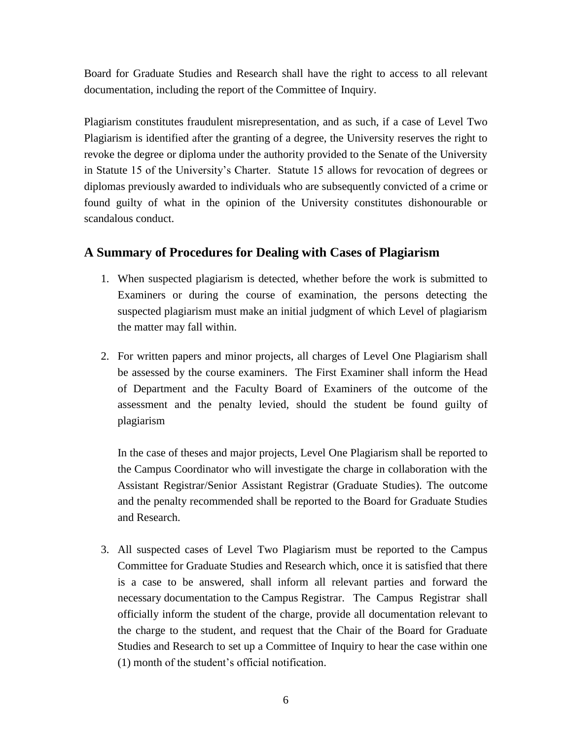Board for Graduate Studies and Research shall have the right to access to all relevant documentation, including the report of the Committee of Inquiry.

Plagiarism constitutes fraudulent misrepresentation, and as such, if a case of Level Two Plagiarism is identified after the granting of a degree, the University reserves the right to revoke the degree or diploma under the authority provided to the Senate of the University in Statute 15 of the University's Charter. Statute 15 allows for revocation of degrees or diplomas previously awarded to individuals who are subsequently convicted of a crime or found guilty of what in the opinion of the University constitutes dishonourable or scandalous conduct.

## A Summary of Procedures for Dealing with Cases of Plagiarism

1. When suspected plagiarism is detected, whether before the work is submitted to Examiners or during the course of examination, the persons detecting the suspected plagiarism must make an initial judgment of which Level of plagiarism the matter may fall within.

2. For written papers and minor projects, all charges of Level One Plagiarism shall be assessed by the course examiners. The First Examiner shall inform the Head of Department and the Faculty Board of Examiners of the outcome of the assessment and the penalty levied, should the student be found guilty of plagiarism

   In the case of theses and major projects, Level One Plagiarism shall be reported to the Campus Coordinator who will investigate the charge in collaboration with the Assistant Registrar/Senior Assistant Registrar (Graduate Studies). The outcome and the penalty recommended shall be reported to the Board for Graduate Studies and Research.

3. All suspected cases of Level Two Plagiarism must be reported to the Campus Committee for Graduate Studies and Research which, once it is satisfied that there is a case to be answered, shall inform all relevant parties and forward the necessary documentation to the Campus Registrar. The Campus Registrar shall officially inform the student of the charge, provide all documentation relevant to the charge to the student, and request that the Chair of the Board for Graduate Studies and Research to set up a Committee of Inquiry to hear the case within one (1) month of the student's official notification.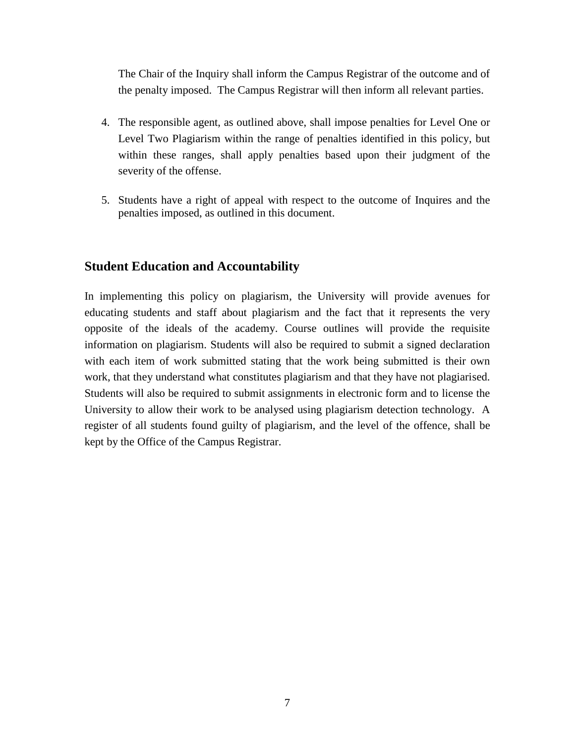The Chair of the Inquiry shall inform the Campus Registrar of the outcome and of the penalty imposed. The Campus Registrar will then inform all relevant parties.

4. The responsible agent, as outlined above, shall impose penalties for Level One or Level Two Plagiarism within the range of penalties identified in this policy, but within these ranges, shall apply penalties based upon their judgment of the severity of the offense.

5. Students have a right of appeal with respect to the outcome of Inquires and the penalties imposed, as outlined in this document.

## Student Education and Accountability

In implementing this policy on plagiarism, the University will provide avenues for educating students and staff about plagiarism and the fact that it represents the very opposite of the ideals of the academy. Course outlines will provide the requisite information on plagiarism. Students will also be required to submit a signed declaration with each item of work submitted stating that the work being submitted is their own work, that they understand what constitutes plagiarism and that they have not plagiarised. Students will also be required to submit assignments in electronic form and to license the University to allow their work to be analysed using plagiarism detection technology. A register of all students found guilty of plagiarism, and the level of the offence, shall be kept by the Office of the Campus Registrar.